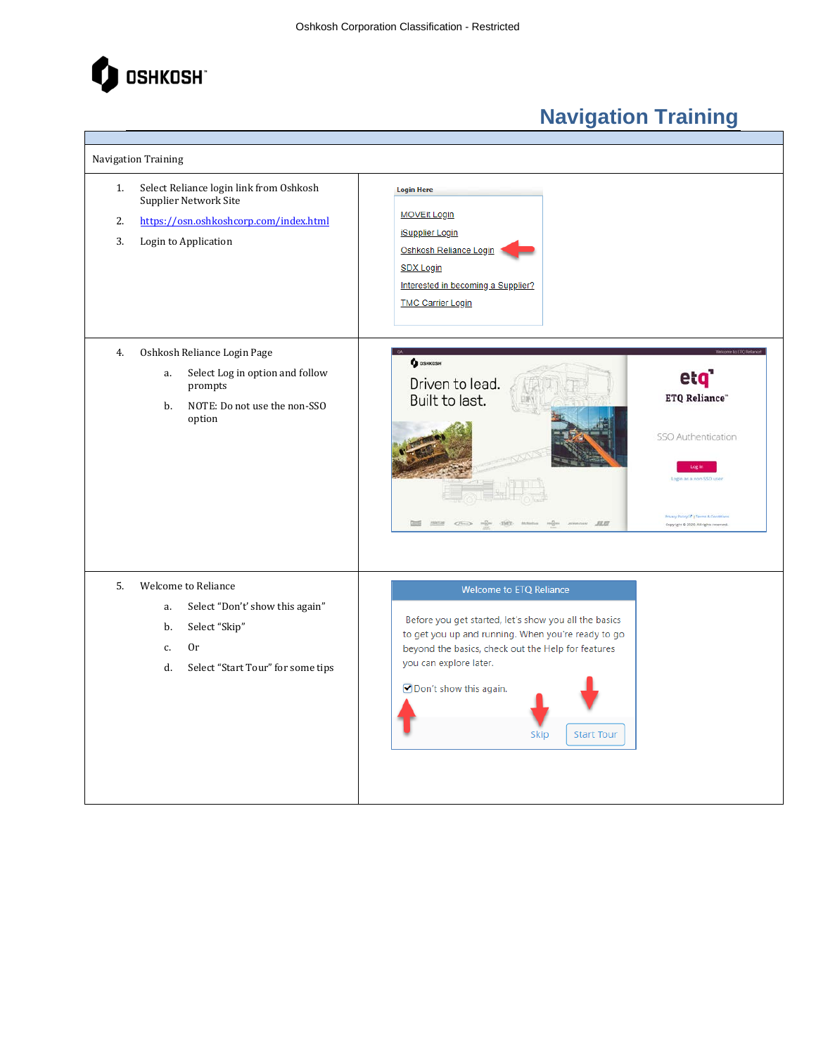# Navigation Training

| Navigation Training | |
|---|---|
| 1. Select Reliance login link from Oshkosh Supplier Network Site<br>2. https://osn.oshkoshcorp.com/index.html<br>3. Login to Application | |
| 4. Oshkosh Reliance Login Page<br>a. Select Log in option and follow prompts<br>b. NOTE: Do not use the non-SSO option | |
| 5. Welcome to Reliance<br>a. Select "Don't' show this again"<br>b. Select "Skip"<br>c. Or<br>d. Select "Start Tour" for some tips | |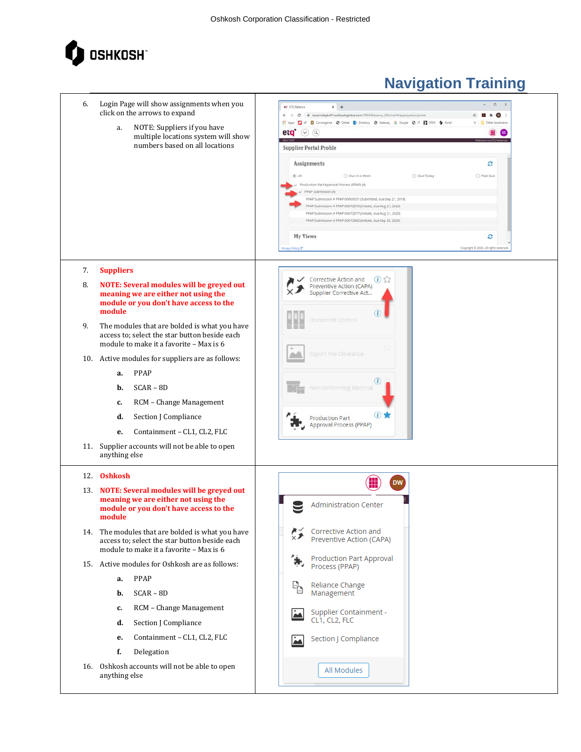# Navigation Training

6. Login Page will show assignments when you click on the arrows to expand
   a. NOTE: Suppliers if you have multiple locations system will show numbers based on all locations

7. **Suppliers**
8. **NOTE: Several modules will be greyed out meaning we are either not using the module or you don't have access to the module**
9. The modules that are bolded is what you have access to; select the star button beside each module to make it a favorite – Max is 6
10. Active modules for suppliers are as follows:
    a. PPAP
    b. SCAR – 8D
    c. RCM – Change Management
    d. Section J Compliance
    e. Containment – CL1, CL2, FLC
11. Supplier accounts will not be able to open anything else

12. **Oshkosh**
13. **NOTE: Several modules will be greyed out meaning we are either not using the module or you don't have access to the module**
14. The modules that are bolded is what you have access to; select the star button beside each module to make it a favorite – Max is 6
15. Active modules for Oshkosh are as follows:
    a. PPAP
    b. SCAR – 8D
    c. RCM – Change Management
    d. Section J Compliance
    e. Containment – CL1, CL2, FLC
    f. Delegation
16. Oshkosh accounts will not be able to open anything else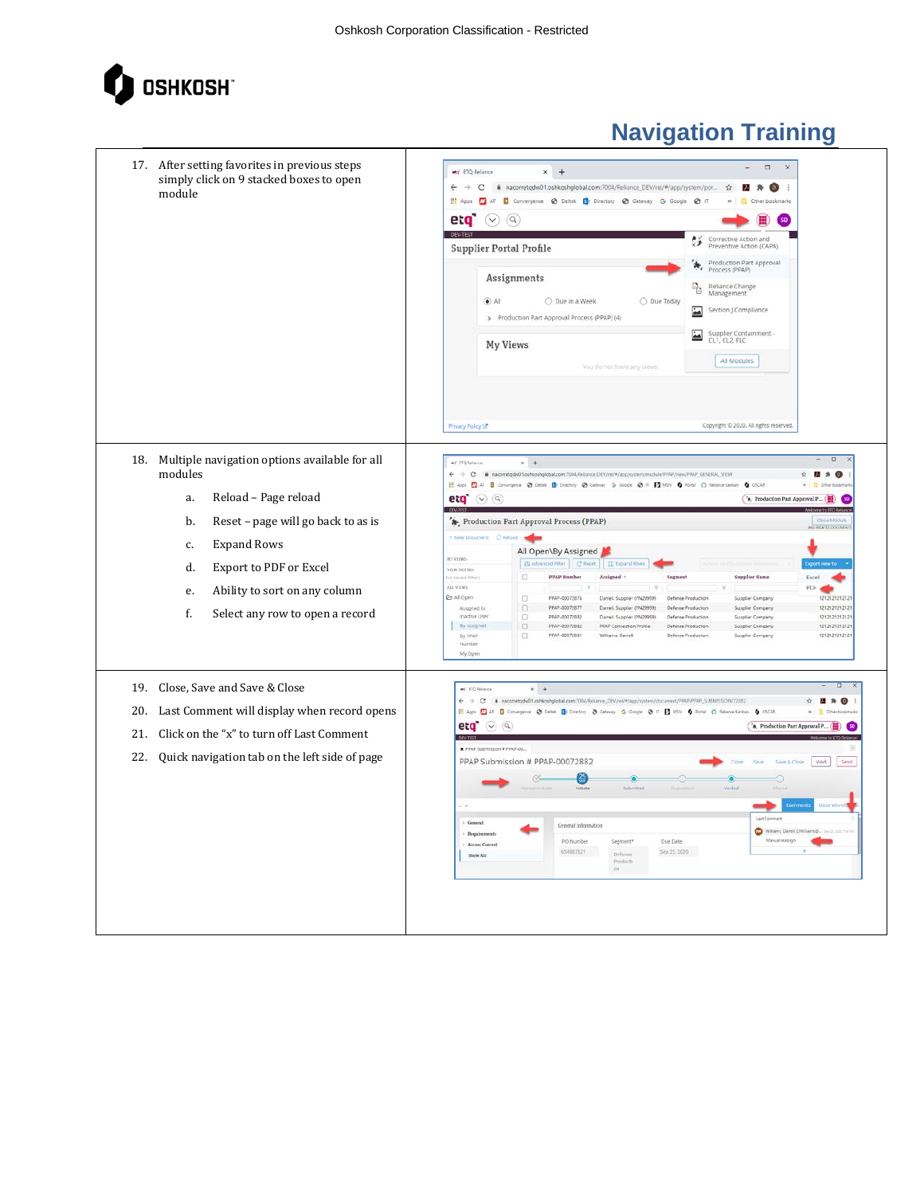# Navigation Training

17. After setting favorites in previous steps simply click on 9 stacked boxes to open module

18. Multiple navigation options available for all modules
    a. Reload – Page reload
    b. Reset – page will go back to as is
    c. Expand Rows
    d. Export to PDF or Excel
    e. Ability to sort on any column
    f. Select any row to open a record

19. Close, Save and Save & Close
20. Last Comment will display when record opens
21. Click on the "x" to turn off Last Comment
22. Quick navigation tab on the left side of page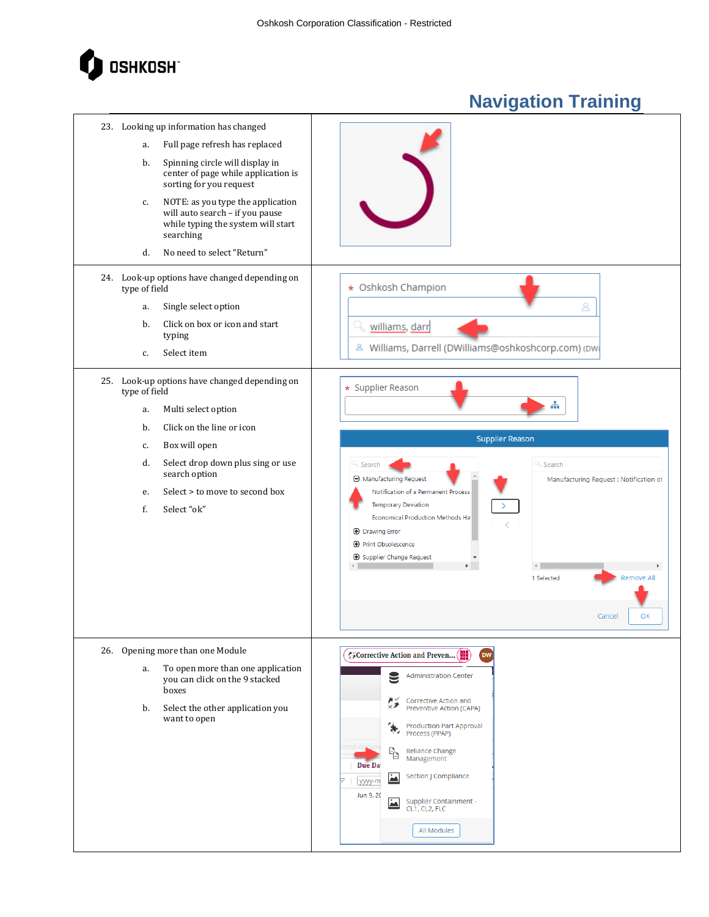# Navigation Training

23. Looking up information has changed
    a. Full page refresh has replaced
    b. Spinning circle will display in center of page while application is sorting for you request
    c. NOTE: as you type the application will auto search – if you pause while typing the system will start searching
    d. No need to select "Return"

24. Look-up options have changed depending on type of field
    a. Single select option
    b. Click on box or icon and start typing
    c. Select item

25. Look-up options have changed depending on type of field
    a. Multi select option
    b. Click on the line or icon
    c. Box will open
    d. Select drop down plus sing or use search option
    e. Select > to move to second box
    f. Select "ok"

26. Opening more than one Module
    a. To open more than one application you can click on the 9 stacked boxes
    b. Select the other application you want to open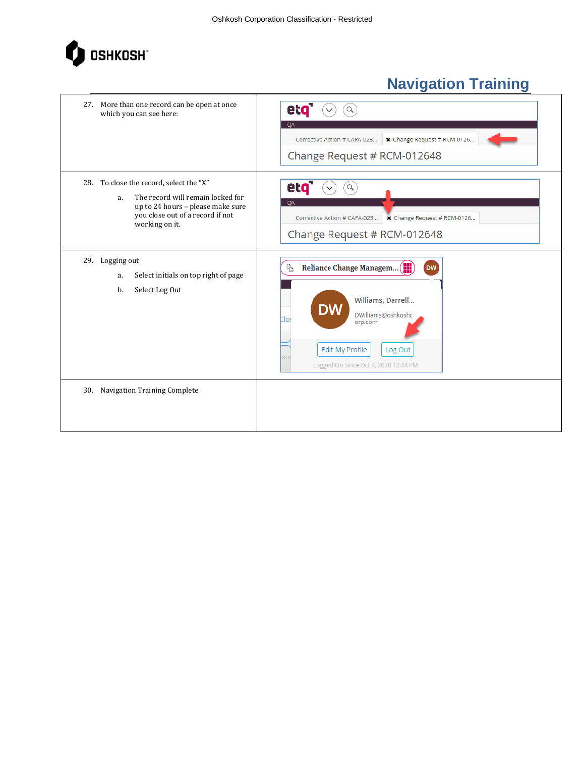Oshkosh Corporation Classification - Restricted

# Navigation Training

| | |
|---|---|
| 27. More than one record can be open at once which you can see here: | |
| 28. To close the record, select the "X"<br>a. The record will remain locked for up to 24 hours – please make sure you close out of a record if not working on it. | |
| 29. Logging out<br>a. Select initials on top right of page<br>b. Select Log Out | |
| 30. Navigation Training Complete | |